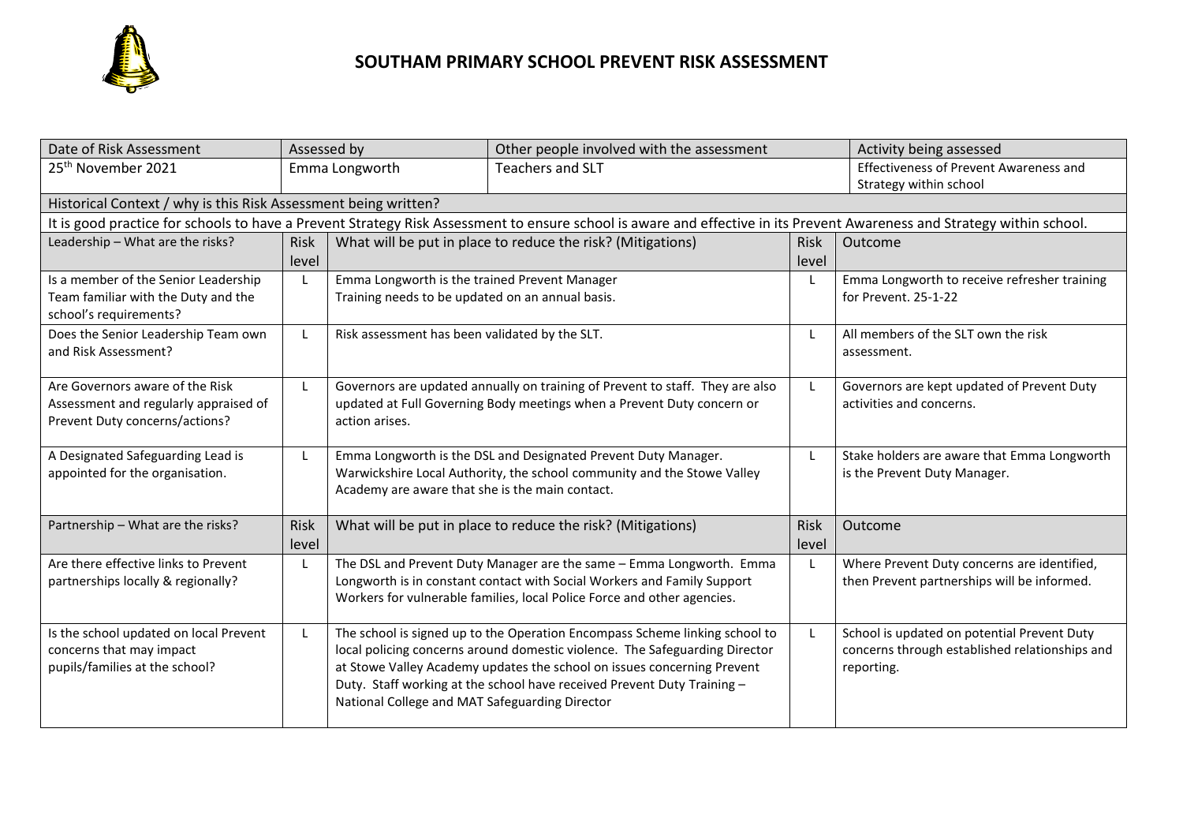# SOUTHAM PRIMARY SCHOOL PREVENT RISK ASSESSMENT

| Date of Risk Assessment | Assessed by | Other people involved with the assessment | Activity being assessed |
|---|---|---|---|
| 25th November 2021 | Emma Longworth | Teachers and SLT | Effectiveness of Prevent Awareness and Strategy within school |

**Historical Context / why is this Risk Assessment being written?**

It is good practice for schools to have a Prevent Strategy Risk Assessment to ensure school is aware and effective in its Prevent Awareness and Strategy within school.

| Leadership – What are the risks? | Risk level | What will be put in place to reduce the risk? (Mitigations) | Risk level | Outcome |
|---|---|---|---|---|
| Is a member of the Senior Leadership Team familiar with the Duty and the school's requirements? | L | Emma Longworth is the trained Prevent Manager<br>Training needs to be updated on an annual basis. | L | Emma Longworth to receive refresher training for Prevent. 25-1-22 |
| Does the Senior Leadership Team own and Risk Assessment? | L | Risk assessment has been validated by the SLT. | L | All members of the SLT own the risk assessment. |
| Are Governors aware of the Risk Assessment and regularly appraised of Prevent Duty concerns/actions? | L | Governors are updated annually on training of Prevent to staff. They are also updated at Full Governing Body meetings when a Prevent Duty concern or action arises. | L | Governors are kept updated of Prevent Duty activities and concerns. |
| A Designated Safeguarding Lead is appointed for the organisation. | L | Emma Longworth is the DSL and Designated Prevent Duty Manager. Warwickshire Local Authority, the school community and the Stowe Valley Academy are aware that she is the main contact. | L | Stake holders are aware that Emma Longworth is the Prevent Duty Manager. |

| Partnership – What are the risks? | Risk level | What will be put in place to reduce the risk? (Mitigations) | Risk level | Outcome |
|---|---|---|---|---|
| Are there effective links to Prevent partnerships locally & regionally? | L | The DSL and Prevent Duty Manager are the same – Emma Longworth. Emma Longworth is in constant contact with Social Workers and Family Support Workers for vulnerable families, local Police Force and other agencies. | L | Where Prevent Duty concerns are identified, then Prevent partnerships will be informed. |
| Is the school updated on local Prevent concerns that may impact pupils/families at the school? | L | The school is signed up to the Operation Encompass Scheme linking school to local policing concerns around domestic violence. The Safeguarding Director at Stowe Valley Academy updates the school on issues concerning Prevent Duty. Staff working at the school have received Prevent Duty Training – National College and MAT Safeguarding Director | L | School is updated on potential Prevent Duty concerns through established relationships and reporting. |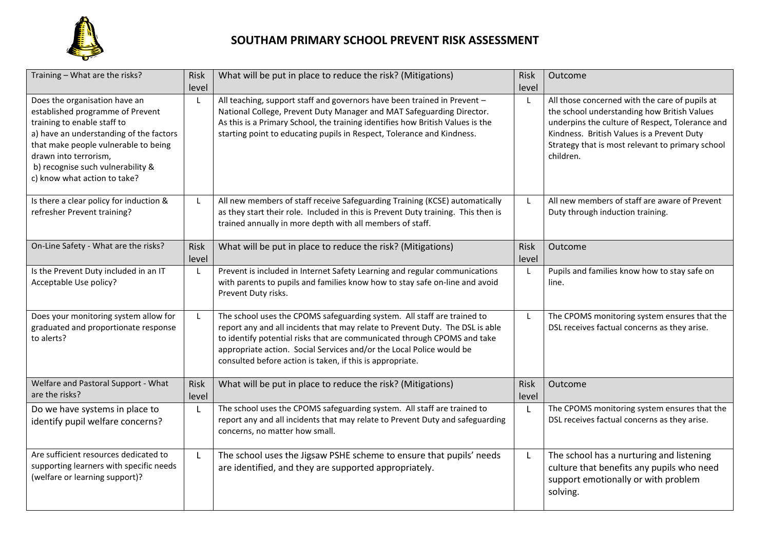# SOUTHAM PRIMARY SCHOOL PREVENT RISK ASSESSMENT

| Training – What are the risks? | Risk level | What will be put in place to reduce the risk? (Mitigations) | Risk level | Outcome |
|---|---|---|---|---|
| Does the organisation have an established programme of Prevent training to enable staff to<br>a) have an understanding of the factors that make people vulnerable to being drawn into terrorism,<br>b) recognise such vulnerability &<br>c) know what action to take? | L | All teaching, support staff and governors have been trained in Prevent – National College, Prevent Duty Manager and MAT Safeguarding Director.<br>As this is a Primary School, the training identifies how British Values is the starting point to educating pupils in Respect, Tolerance and Kindness. | L | All those concerned with the care of pupils at the school understanding how British Values underpins the culture of Respect, Tolerance and Kindness. British Values is a Prevent Duty Strategy that is most relevant to primary school children. |
| Is there a clear policy for induction & refresher Prevent training? | L | All new members of staff receive Safeguarding Training (KCSE) automatically as they start their role. Included in this is Prevent Duty training. This then is trained annually in more depth with all members of staff. | L | All new members of staff are aware of Prevent Duty through induction training. |
| **On-Line Safety - What are the risks?** | **Risk level** | **What will be put in place to reduce the risk? (Mitigations)** | **Risk level** | **Outcome** |
| Is the Prevent Duty included in an IT Acceptable Use policy? | L | Prevent is included in Internet Safety Learning and regular communications with parents to pupils and families know how to stay safe on-line and avoid Prevent Duty risks. | L | Pupils and families know how to stay safe on line. |
| Does your monitoring system allow for graduated and proportionate response to alerts? | L | The school uses the CPOMS safeguarding system. All staff are trained to report any and all incidents that may relate to Prevent Duty. The DSL is able to identify potential risks that are communicated through CPOMS and take appropriate action. Social Services and/or the Local Police would be consulted before action is taken, if this is appropriate. | L | The CPOMS monitoring system ensures that the DSL receives factual concerns as they arise. |
| **Welfare and Pastoral Support - What are the risks?** | **Risk level** | **What will be put in place to reduce the risk? (Mitigations)** | **Risk level** | **Outcome** |
| Do we have systems in place to identify pupil welfare concerns? | L | The school uses the CPOMS safeguarding system. All staff are trained to report any and all incidents that may relate to Prevent Duty and safeguarding concerns, no matter how small. | L | The CPOMS monitoring system ensures that the DSL receives factual concerns as they arise. |
| Are sufficient resources dedicated to supporting learners with specific needs (welfare or learning support)? | L | The school uses the Jigsaw PSHE scheme to ensure that pupils' needs are identified, and they are supported appropriately. | L | The school has a nurturing and listening culture that benefits any pupils who need support emotionally or with problem solving. |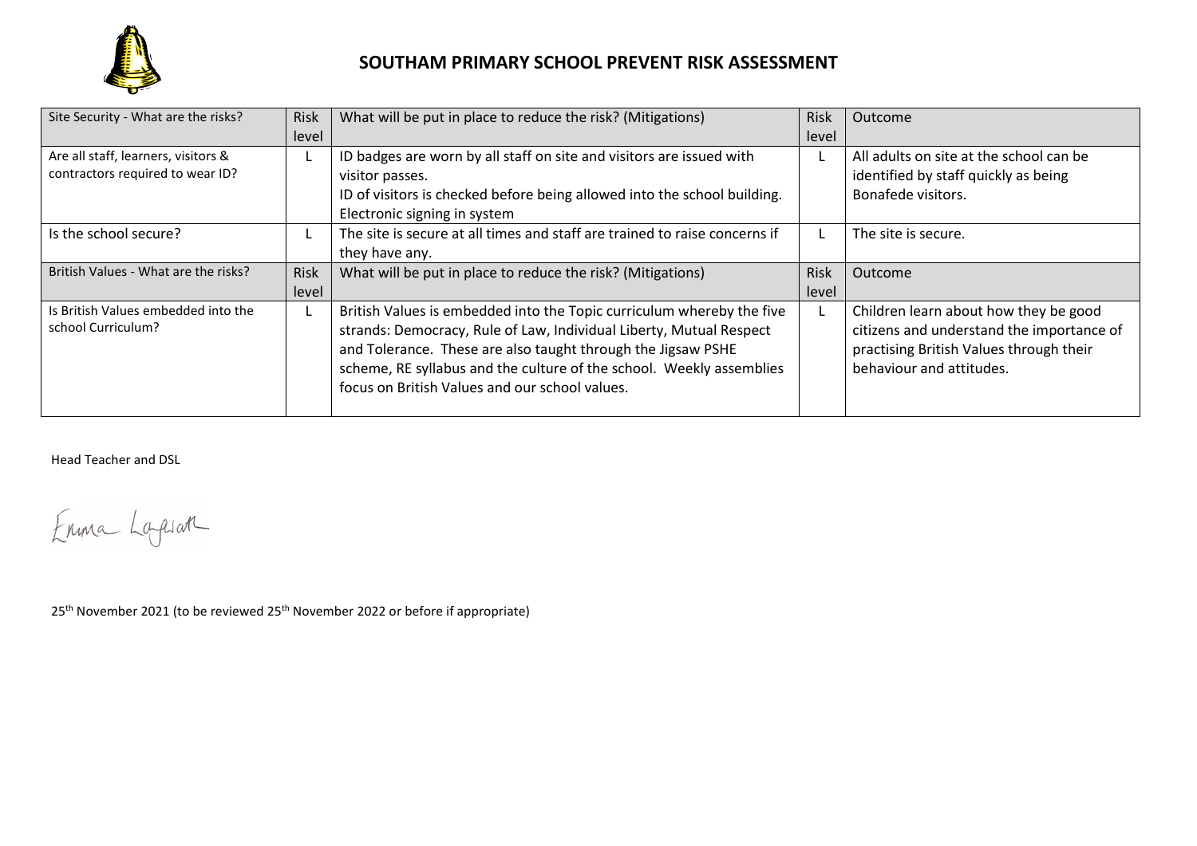# SOUTHAM PRIMARY SCHOOL PREVENT RISK ASSESSMENT

| Site Security - What are the risks? | Risk level | What will be put in place to reduce the risk? (Mitigations) | Risk level | Outcome |
|---|---|---|---|---|
| Are all staff, learners, visitors & contractors required to wear ID? | L | ID badges are worn by all staff on site and visitors are issued with visitor passes.<br>ID of visitors is checked before being allowed into the school building.<br>Electronic signing in system | L | All adults on site at the school can be identified by staff quickly as being Bonafede visitors. |
| Is the school secure? | L | The site is secure at all times and staff are trained to raise concerns if they have any. | L | The site is secure. |
| **British Values - What are the risks?** | **Risk level** | **What will be put in place to reduce the risk? (Mitigations)** | **Risk level** | **Outcome** |
| Is British Values embedded into the school Curriculum? | L | British Values is embedded into the Topic curriculum whereby the five strands: Democracy, Rule of Law, Individual Liberty, Mutual Respect and Tolerance. These are also taught through the Jigsaw PSHE scheme, RE syllabus and the culture of the school. Weekly assemblies focus on British Values and our school values. | L | Children learn about how they be good citizens and understand the importance of practising British Values through their behaviour and attitudes. |

Head Teacher and DSL

Emma Lapsatt

25th November 2021 (to be reviewed 25th November 2022 or before if appropriate)